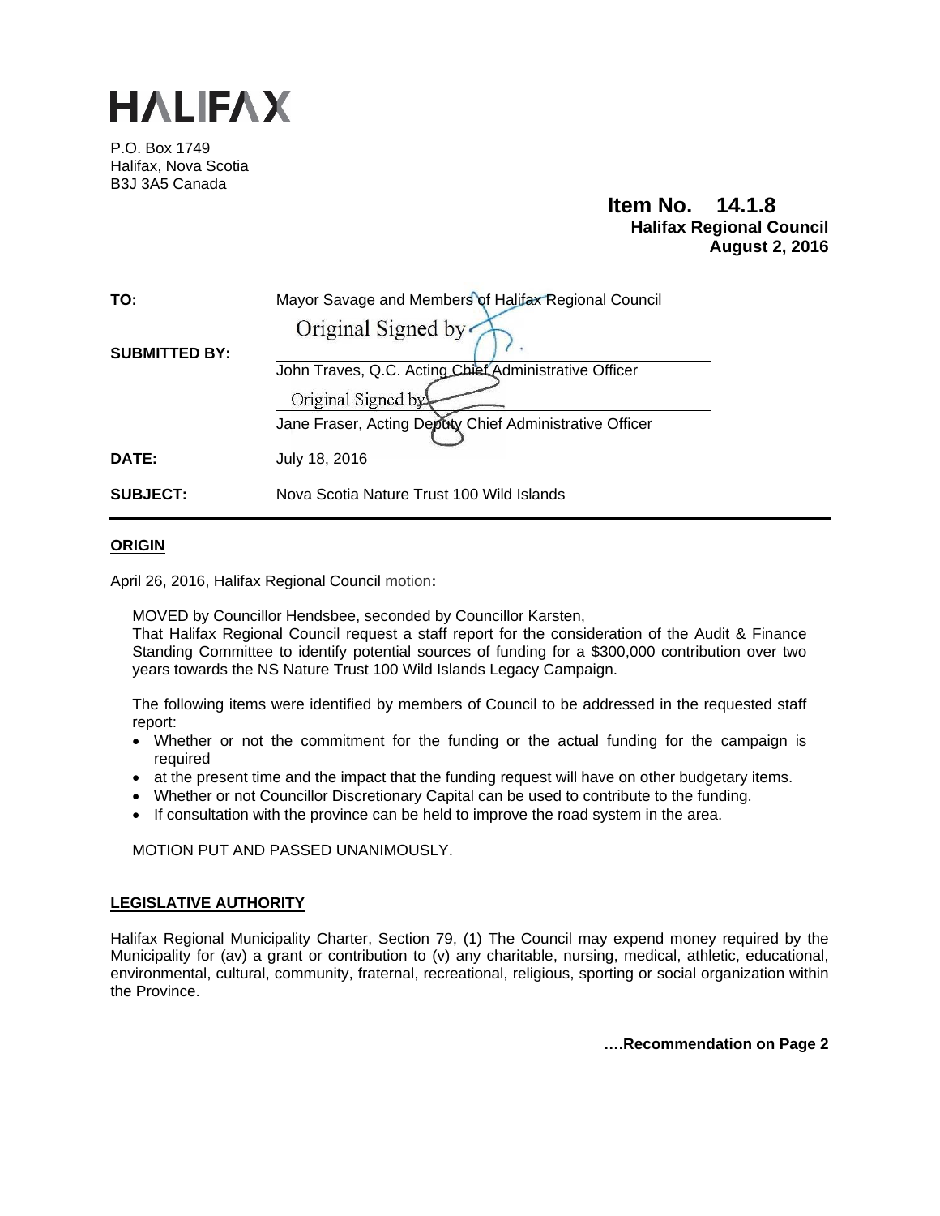# HALIFAX

P.O. Box 1749
Halifax, Nova Scotia
B3J 3A5 Canada

**Item No. 14.1.8**
**Halifax Regional Council**
**August 2, 2016**

| | |
|---|---|
| **TO:** | Mayor Savage and Members of Halifax Regional Council |
| **SUBMITTED BY:** | Original Signed by<br>John Traves, Q.C. Acting Chief Administrative Officer<br>Original Signed by<br>Jane Fraser, Acting Deputy Chief Administrative Officer |
| **DATE:** | July 18, 2016 |
| **SUBJECT:** | Nova Scotia Nature Trust 100 Wild Islands |

## ORIGIN

April 26, 2016, Halifax Regional Council motion**:**

MOVED by Councillor Hendsbee, seconded by Councillor Karsten,
That Halifax Regional Council request a staff report for the consideration of the Audit & Finance Standing Committee to identify potential sources of funding for a $300,000 contribution over two years towards the NS Nature Trust 100 Wild Islands Legacy Campaign.

The following items were identified by members of Council to be addressed in the requested staff report:

- Whether or not the commitment for the funding or the actual funding for the campaign is required
- at the present time and the impact that the funding request will have on other budgetary items.
- Whether or not Councillor Discretionary Capital can be used to contribute to the funding.
- If consultation with the province can be held to improve the road system in the area.

MOTION PUT AND PASSED UNANIMOUSLY.

## LEGISLATIVE AUTHORITY

Halifax Regional Municipality Charter, Section 79, (1) The Council may expend money required by the Municipality for (av) a grant or contribution to (v) any charitable, nursing, medical, athletic, educational, environmental, cultural, community, fraternal, recreational, religious, sporting or social organization within the Province.

**….Recommendation on Page 2**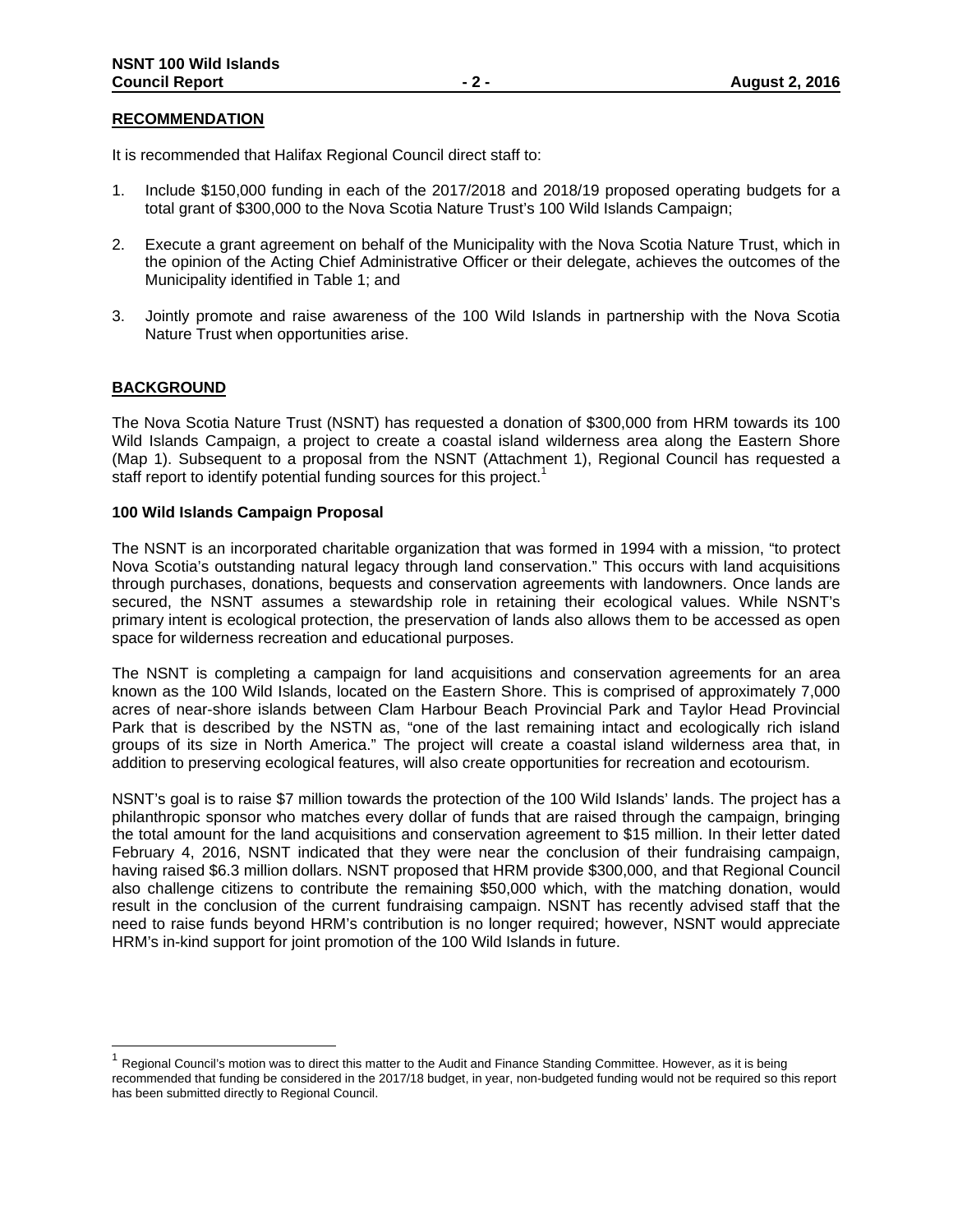## RECOMMENDATION

It is recommended that Halifax Regional Council direct staff to:

1. Include $150,000 funding in each of the 2017/2018 and 2018/19 proposed operating budgets for a total grant of $300,000 to the Nova Scotia Nature Trust's 100 Wild Islands Campaign;

2. Execute a grant agreement on behalf of the Municipality with the Nova Scotia Nature Trust, which in the opinion of the Acting Chief Administrative Officer or their delegate, achieves the outcomes of the Municipality identified in Table 1; and

3. Jointly promote and raise awareness of the 100 Wild Islands in partnership with the Nova Scotia Nature Trust when opportunities arise.

## BACKGROUND

The Nova Scotia Nature Trust (NSNT) has requested a donation of $300,000 from HRM towards its 100 Wild Islands Campaign, a project to create a coastal island wilderness area along the Eastern Shore (Map 1). Subsequent to a proposal from the NSNT (Attachment 1), Regional Council has requested a staff report to identify potential funding sources for this project.[1]

### 100 Wild Islands Campaign Proposal

The NSNT is an incorporated charitable organization that was formed in 1994 with a mission, "to protect Nova Scotia's outstanding natural legacy through land conservation." This occurs with land acquisitions through purchases, donations, bequests and conservation agreements with landowners. Once lands are secured, the NSNT assumes a stewardship role in retaining their ecological values. While NSNT's primary intent is ecological protection, the preservation of lands also allows them to be accessed as open space for wilderness recreation and educational purposes.

The NSNT is completing a campaign for land acquisitions and conservation agreements for an area known as the 100 Wild Islands, located on the Eastern Shore. This is comprised of approximately 7,000 acres of near-shore islands between Clam Harbour Beach Provincial Park and Taylor Head Provincial Park that is described by the NSTN as, "one of the last remaining intact and ecologically rich island groups of its size in North America." The project will create a coastal island wilderness area that, in addition to preserving ecological features, will also create opportunities for recreation and ecotourism.

NSNT's goal is to raise $7 million towards the protection of the 100 Wild Islands' lands. The project has a philanthropic sponsor who matches every dollar of funds that are raised through the campaign, bringing the total amount for the land acquisitions and conservation agreement to $15 million. In their letter dated February 4, 2016, NSNT indicated that they were near the conclusion of their fundraising campaign, having raised $6.3 million dollars. NSNT proposed that HRM provide $300,000, and that Regional Council also challenge citizens to contribute the remaining $50,000 which, with the matching donation, would result in the conclusion of the current fundraising campaign. NSNT has recently advised staff that the need to raise funds beyond HRM's contribution is no longer required; however, NSNT would appreciate HRM's in-kind support for joint promotion of the 100 Wild Islands in future.

[1] Regional Council's motion was to direct this matter to the Audit and Finance Standing Committee. However, as it is being recommended that funding be considered in the 2017/18 budget, in year, non-budgeted funding would not be required so this report has been submitted directly to Regional Council.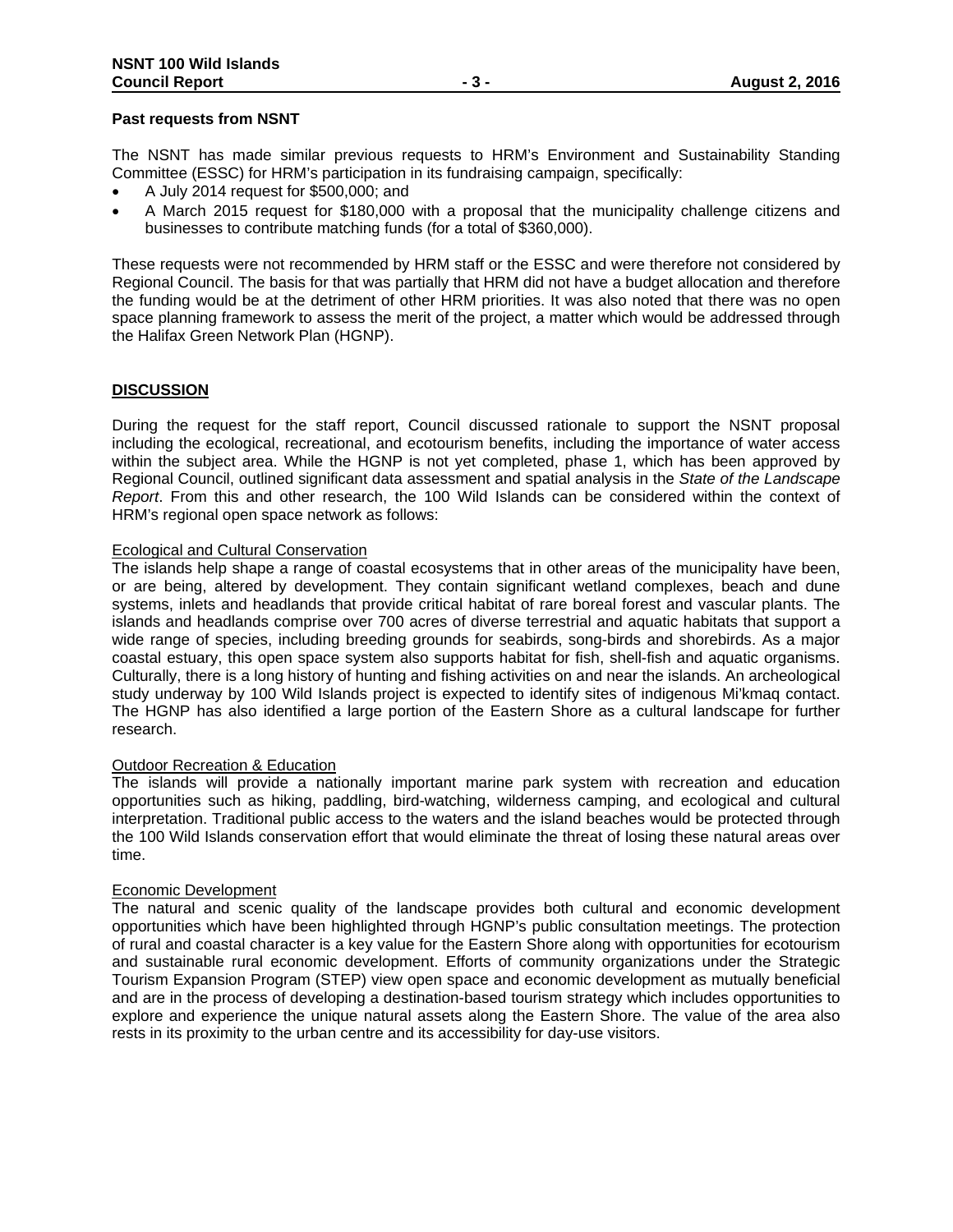**Past requests from NSNT**

The NSNT has made similar previous requests to HRM's Environment and Sustainability Standing Committee (ESSC) for HRM's participation in its fundraising campaign, specifically:

- A July 2014 request for $500,000; and
- A March 2015 request for $180,000 with a proposal that the municipality challenge citizens and businesses to contribute matching funds (for a total of $360,000).

These requests were not recommended by HRM staff or the ESSC and were therefore not considered by Regional Council. The basis for that was partially that HRM did not have a budget allocation and therefore the funding would be at the detriment of other HRM priorities. It was also noted that there was no open space planning framework to assess the merit of the project, a matter which would be addressed through the Halifax Green Network Plan (HGNP).

## DISCUSSION

During the request for the staff report, Council discussed rationale to support the NSNT proposal including the ecological, recreational, and ecotourism benefits, including the importance of water access within the subject area. While the HGNP is not yet completed, phase 1, which has been approved by Regional Council, outlined significant data assessment and spatial analysis in the *State of the Landscape Report*. From this and other research, the 100 Wild Islands can be considered within the context of HRM's regional open space network as follows:

Ecological and Cultural Conservation

The islands help shape a range of coastal ecosystems that in other areas of the municipality have been, or are being, altered by development. They contain significant wetland complexes, beach and dune systems, inlets and headlands that provide critical habitat of rare boreal forest and vascular plants. The islands and headlands comprise over 700 acres of diverse terrestrial and aquatic habitats that support a wide range of species, including breeding grounds for seabirds, song-birds and shorebirds. As a major coastal estuary, this open space system also supports habitat for fish, shell-fish and aquatic organisms. Culturally, there is a long history of hunting and fishing activities on and near the islands. An archeological study underway by 100 Wild Islands project is expected to identify sites of indigenous Mi'kmaq contact. The HGNP has also identified a large portion of the Eastern Shore as a cultural landscape for further research.

Outdoor Recreation & Education

The islands will provide a nationally important marine park system with recreation and education opportunities such as hiking, paddling, bird-watching, wilderness camping, and ecological and cultural interpretation. Traditional public access to the waters and the island beaches would be protected through the 100 Wild Islands conservation effort that would eliminate the threat of losing these natural areas over time.

Economic Development

The natural and scenic quality of the landscape provides both cultural and economic development opportunities which have been highlighted through HGNP's public consultation meetings. The protection of rural and coastal character is a key value for the Eastern Shore along with opportunities for ecotourism and sustainable rural economic development. Efforts of community organizations under the Strategic Tourism Expansion Program (STEP) view open space and economic development as mutually beneficial and are in the process of developing a destination-based tourism strategy which includes opportunities to explore and experience the unique natural assets along the Eastern Shore. The value of the area also rests in its proximity to the urban centre and its accessibility for day-use visitors.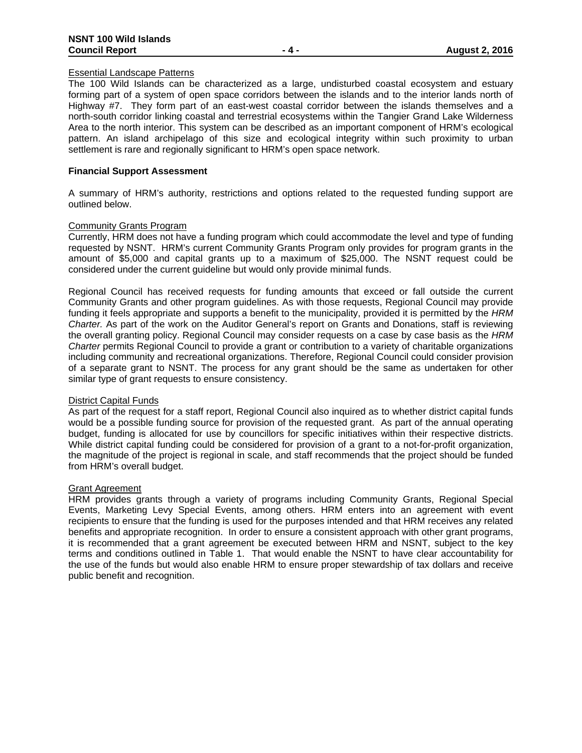Essential Landscape Patterns

The 100 Wild Islands can be characterized as a large, undisturbed coastal ecosystem and estuary forming part of a system of open space corridors between the islands and to the interior lands north of Highway #7. They form part of an east-west coastal corridor between the islands themselves and a north-south corridor linking coastal and terrestrial ecosystems within the Tangier Grand Lake Wilderness Area to the north interior. This system can be described as an important component of HRM's ecological pattern. An island archipelago of this size and ecological integrity within such proximity to urban settlement is rare and regionally significant to HRM's open space network.

**Financial Support Assessment**

A summary of HRM's authority, restrictions and options related to the requested funding support are outlined below.

Community Grants Program

Currently, HRM does not have a funding program which could accommodate the level and type of funding requested by NSNT. HRM's current Community Grants Program only provides for program grants in the amount of $5,000 and capital grants up to a maximum of $25,000. The NSNT request could be considered under the current guideline but would only provide minimal funds.

Regional Council has received requests for funding amounts that exceed or fall outside the current Community Grants and other program guidelines. As with those requests, Regional Council may provide funding it feels appropriate and supports a benefit to the municipality, provided it is permitted by the *HRM Charter.* As part of the work on the Auditor General's report on Grants and Donations, staff is reviewing the overall granting policy. Regional Council may consider requests on a case by case basis as the *HRM Charter* permits Regional Council to provide a grant or contribution to a variety of charitable organizations including community and recreational organizations. Therefore, Regional Council could consider provision of a separate grant to NSNT. The process for any grant should be the same as undertaken for other similar type of grant requests to ensure consistency.

District Capital Funds

As part of the request for a staff report, Regional Council also inquired as to whether district capital funds would be a possible funding source for provision of the requested grant. As part of the annual operating budget, funding is allocated for use by councillors for specific initiatives within their respective districts. While district capital funding could be considered for provision of a grant to a not-for-profit organization, the magnitude of the project is regional in scale, and staff recommends that the project should be funded from HRM's overall budget.

Grant Agreement

HRM provides grants through a variety of programs including Community Grants, Regional Special Events, Marketing Levy Special Events, among others. HRM enters into an agreement with event recipients to ensure that the funding is used for the purposes intended and that HRM receives any related benefits and appropriate recognition. In order to ensure a consistent approach with other grant programs, it is recommended that a grant agreement be executed between HRM and NSNT, subject to the key terms and conditions outlined in Table 1. That would enable the NSNT to have clear accountability for the use of the funds but would also enable HRM to ensure proper stewardship of tax dollars and receive public benefit and recognition.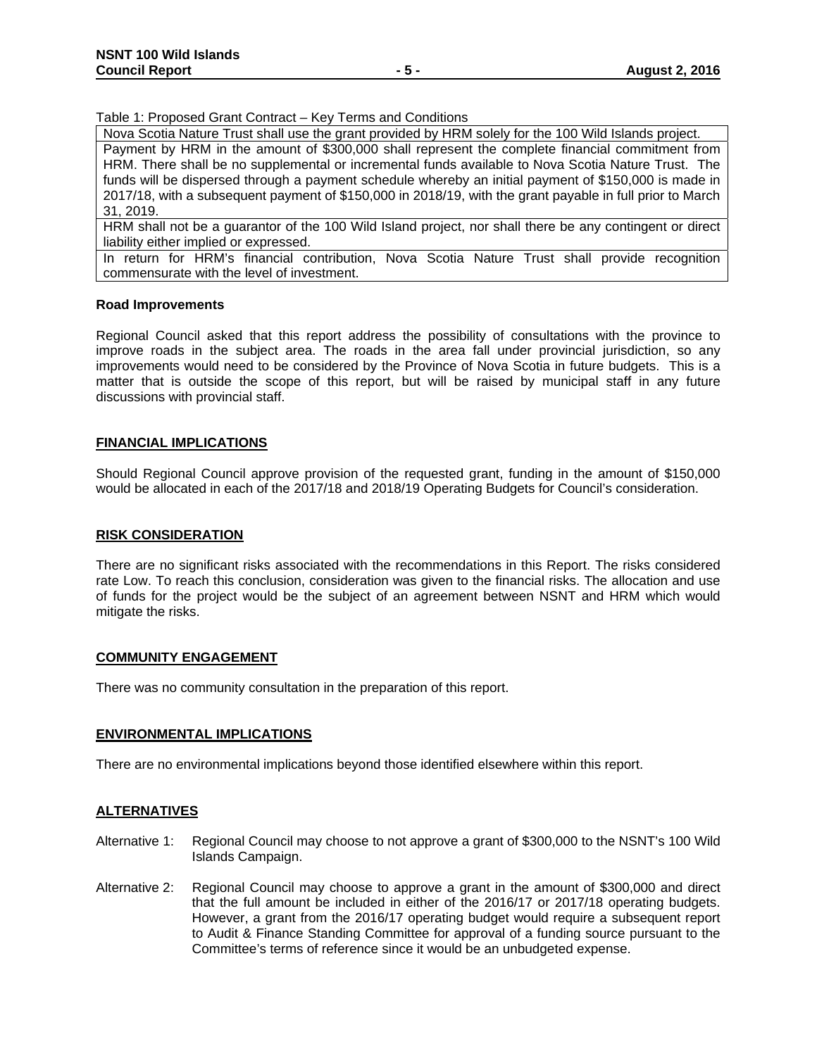Table 1: Proposed Grant Contract – Key Terms and Conditions

| |
|---|
| Nova Scotia Nature Trust shall use the grant provided by HRM solely for the 100 Wild Islands project. |
| Payment by HRM in the amount of $300,000 shall represent the complete financial commitment from HRM. There shall be no supplemental or incremental funds available to Nova Scotia Nature Trust. The funds will be dispersed through a payment schedule whereby an initial payment of $150,000 is made in 2017/18, with a subsequent payment of $150,000 in 2018/19, with the grant payable in full prior to March 31, 2019. |
| HRM shall not be a guarantor of the 100 Wild Island project, nor shall there be any contingent or direct liability either implied or expressed. |
| In return for HRM's financial contribution, Nova Scotia Nature Trust shall provide recognition commensurate with the level of investment. |

**Road Improvements**

Regional Council asked that this report address the possibility of consultations with the province to improve roads in the subject area. The roads in the area fall under provincial jurisdiction, so any improvements would need to be considered by the Province of Nova Scotia in future budgets. This is a matter that is outside the scope of this report, but will be raised by municipal staff in any future discussions with provincial staff.

## FINANCIAL IMPLICATIONS

Should Regional Council approve provision of the requested grant, funding in the amount of $150,000 would be allocated in each of the 2017/18 and 2018/19 Operating Budgets for Council's consideration.

## RISK CONSIDERATION

There are no significant risks associated with the recommendations in this Report. The risks considered rate Low. To reach this conclusion, consideration was given to the financial risks. The allocation and use of funds for the project would be the subject of an agreement between NSNT and HRM which would mitigate the risks.

## COMMUNITY ENGAGEMENT

There was no community consultation in the preparation of this report.

## ENVIRONMENTAL IMPLICATIONS

There are no environmental implications beyond those identified elsewhere within this report.

## ALTERNATIVES

Alternative 1: Regional Council may choose to not approve a grant of $300,000 to the NSNT's 100 Wild Islands Campaign.

Alternative 2: Regional Council may choose to approve a grant in the amount of $300,000 and direct that the full amount be included in either of the 2016/17 or 2017/18 operating budgets. However, a grant from the 2016/17 operating budget would require a subsequent report to Audit & Finance Standing Committee for approval of a funding source pursuant to the Committee's terms of reference since it would be an unbudgeted expense.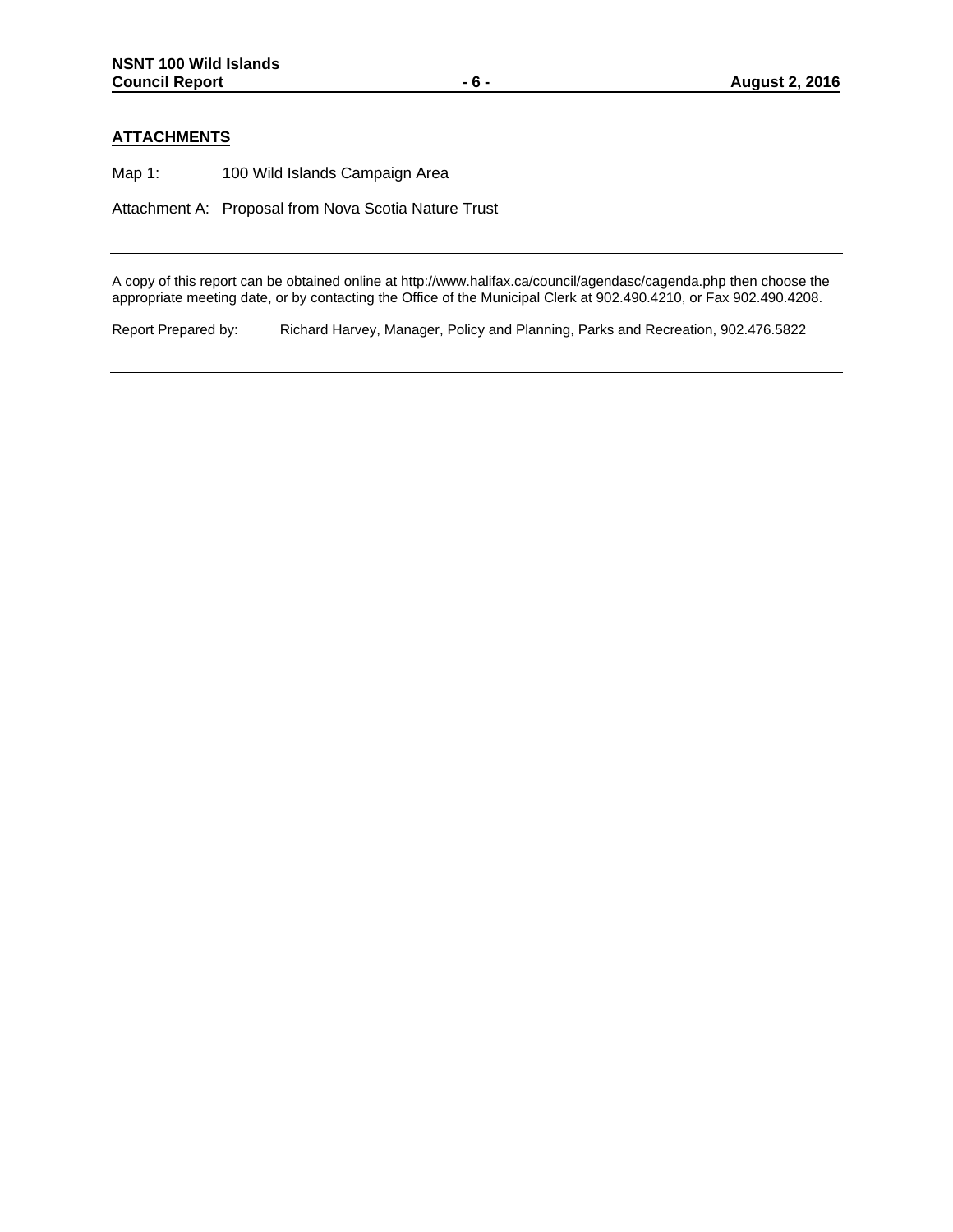## ATTACHMENTS

Map 1: 100 Wild Islands Campaign Area

Attachment A: Proposal from Nova Scotia Nature Trust

---

A copy of this report can be obtained online at http://www.halifax.ca/council/agendasc/cagenda.php then choose the appropriate meeting date, or by contacting the Office of the Municipal Clerk at 902.490.4210, or Fax 902.490.4208.

Report Prepared by: Richard Harvey, Manager, Policy and Planning, Parks and Recreation, 902.476.5822

---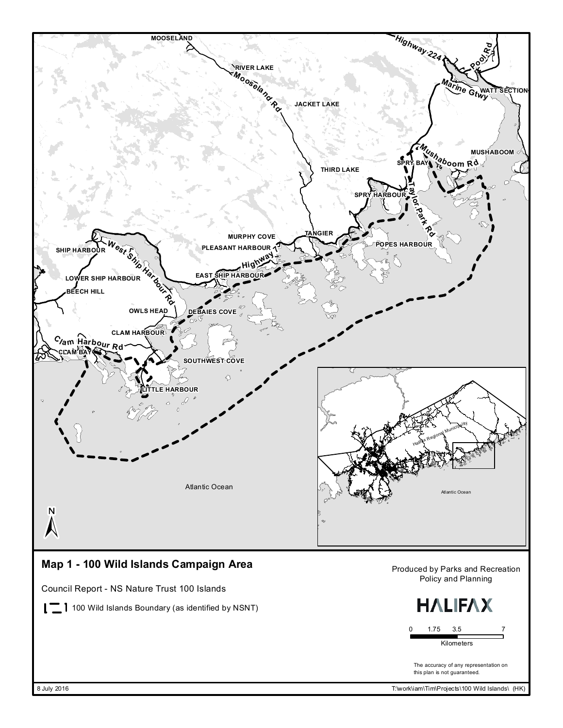**Map 1 - 100 Wild Islands Campaign Area**

Council Report - NS Nature Trust 100 Islands

100 Wild Islands Boundary (as identified by NSNT)

Produced by Parks and Recreation Policy and Planning

HALIFAX

0 1.75 3.5 7
Kilometers

The accuracy of any representation on this plan is not guaranteed.

8 July 2016

T:\work\iam\Tim\Projects\100 Wild Islands\ (HK)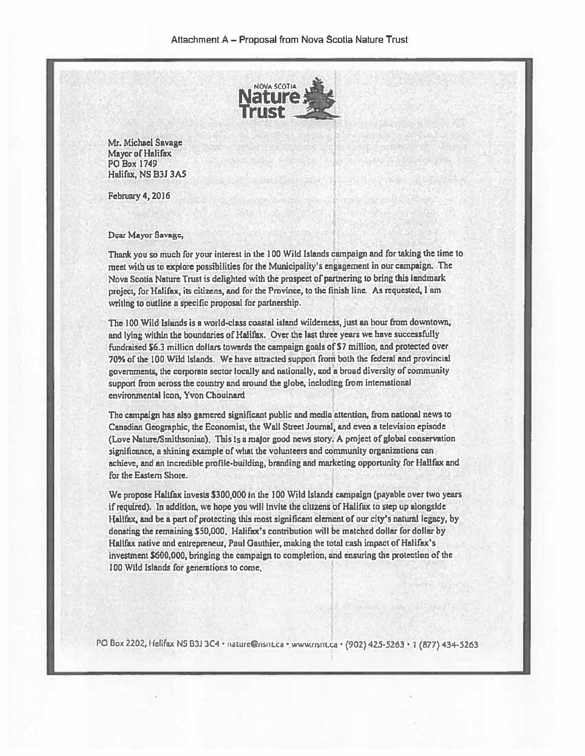Attachment A – Proposal from Nova Scotia Nature Trust

NOVA SCOTIA Nature Trust

Mr. Michael Savage
Mayor of Halifax
PO Box 1749
Halifax, NS B3J 3A5

February 4, 2016

Dear Mayor Savage,

Thank you so much for your interest in the 100 Wild Islands campaign and for taking the time to meet with us to explore possibilities for the Municipality's engagement in our campaign. The Nova Scotia Nature Trust is delighted with the prospect of partnering to bring this landmark project, for Halifax, its citizens, and for the Province, to the finish line. As requested, I am writing to outline a specific proposal for partnership.

The 100 Wild Islands is a world-class coastal island wilderness, just an hour from downtown, and lying within the boundaries of Halifax. Over the last three years we have successfully fundraised $6.3 million dollars towards the campaign goals of $7 million, and protected over 70% of the 100 Wild Islands. We have attracted support from both the federal and provincial governments, the corporate sector locally and nationally, and a broad diversity of community support from across the country and around the globe, including from international environmental icon, Yvon Chouinard.

The campaign has also garnered significant public and media attention, from national news to Canadian Geographic, the Economist, the Wall Street Journal, and even a television episode (Love Nature/Smithsonian). This is a major good news story. A project of global conservation significance, a shining example of what the volunteers and community organizations can achieve, and an incredible profile-building, branding and marketing opportunity for Halifax and for the Eastern Shore.

We propose Halifax invests $300,000 in the 100 Wild Islands campaign (payable over two years if required). In addition, we hope you will invite the citizens of Halifax to step up alongside Halifax, and be a part of protecting this most significant element of our city's natural legacy, by donating the remaining $50,000. Halifax's contribution will be matched dollar for dollar by Halifax native and entrepreneur, Paul Gauthier, making the total cash impact of Halifax's investment $600,000, bringing the campaign to completion, and ensuring the protection of the 100 Wild Islands for generations to come.

PO Box 2202, Halifax NS B3J 3C4 • nature@nsnt.ca • www.nsnt.ca • (902) 425-5263 • 1 (877) 434-5263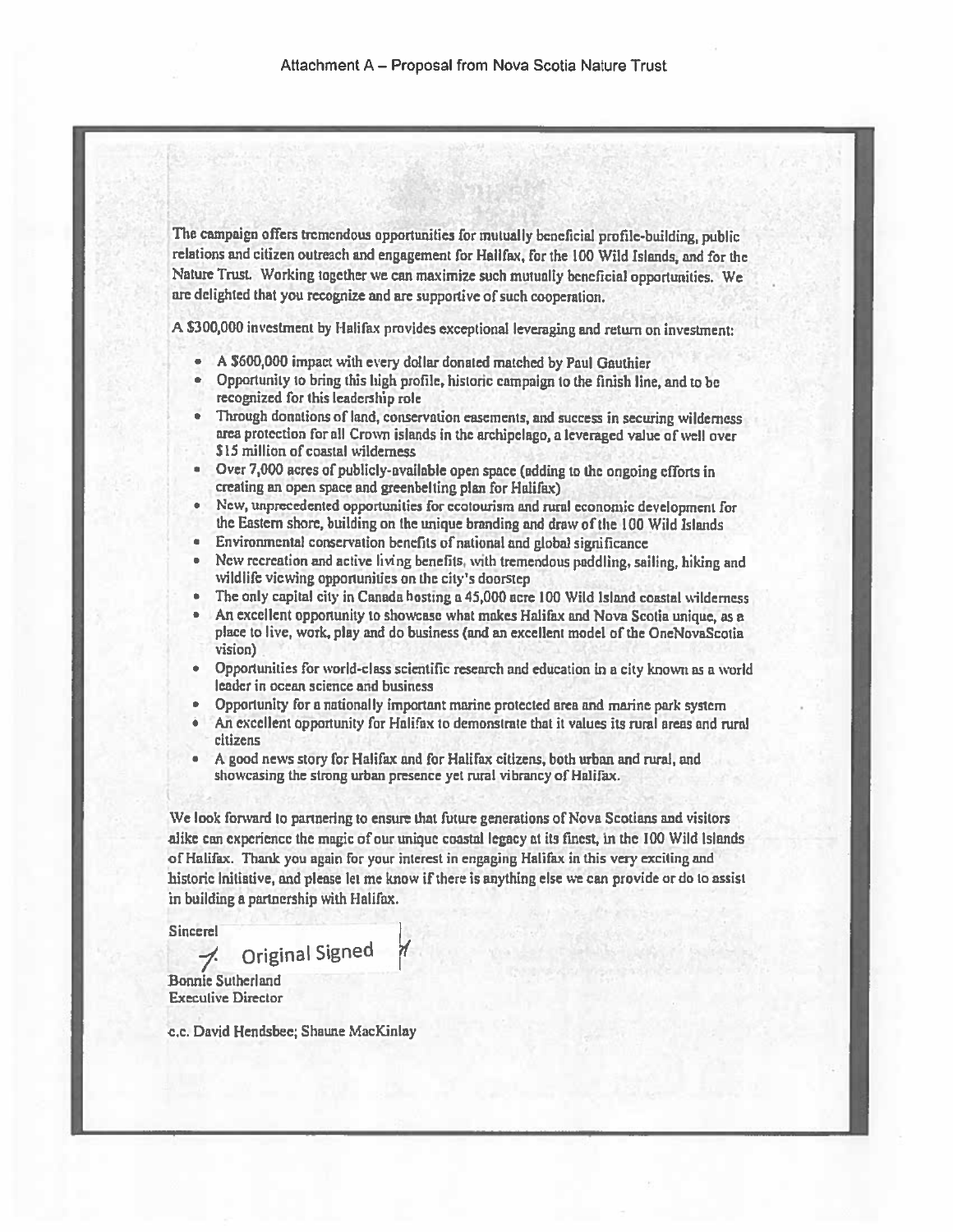Attachment A – Proposal from Nova Scotia Nature Trust

The campaign offers tremendous opportunities for mutually beneficial profile-building, public relations and citizen outreach and engagement for Halifax, for the 100 Wild Islands, and for the Nature Trust. Working together we can maximize such mutually beneficial opportunities. We are delighted that you recognize and are supportive of such cooperation.

A $300,000 investment by Halifax provides exceptional leveraging and return on investment:

- A $600,000 impact with every dollar donated matched by Paul Gauthier
- Opportunity to bring this high profile, historic campaign to the finish line, and to be recognized for this leadership role
- Through donations of land, conservation easements, and success in securing wilderness area protection for all Crown islands in the archipelago, a leveraged value of well over $15 million of coastal wilderness
- Over 7,000 acres of publicly-available open space (adding to the ongoing efforts in creating an open space and greenbelting plan for Halifax)
- New, unprecedented opportunities for ecotourism and rural economic development for the Eastern shore, building on the unique branding and draw of the 100 Wild Islands
- Environmental conservation benefits of national and global significance
- New recreation and active living benefits, with tremendous paddling, sailing, hiking and wildlife viewing opportunities on the city's doorstep
- The only capital city in Canada hosting a 45,000 acre 100 Wild Island coastal wilderness
- An excellent opportunity to showcase what makes Halifax and Nova Scotia unique, as a place to live, work, play and do business (and an excellent model of the OneNovaScotia vision)
- Opportunities for world-class scientific research and education in a city known as a world leader in ocean science and business
- Opportunity for a nationally important marine protected area and marine park system
- An excellent opportunity for Halifax to demonstrate that it values its rural areas and rural citizens
- A good news story for Halifax and for Halifax citizens, both urban and rural, and showcasing the strong urban presence yet rural vibrancy of Halifax.

We look forward to partnering to ensure that future generations of Nova Scotians and visitors alike can experience the magic of our unique coastal legacy at its finest, in the 100 Wild Islands of Halifax. Thank you again for your interest in engaging Halifax in this very exciting and historic initiative, and please let me know if there is anything else we can provide or do to assist in building a partnership with Halifax.

Sincerel

Original Signed

Bonnie Sutherland
Executive Director

c.c. David Hendsbee; Shaune MacKinlay